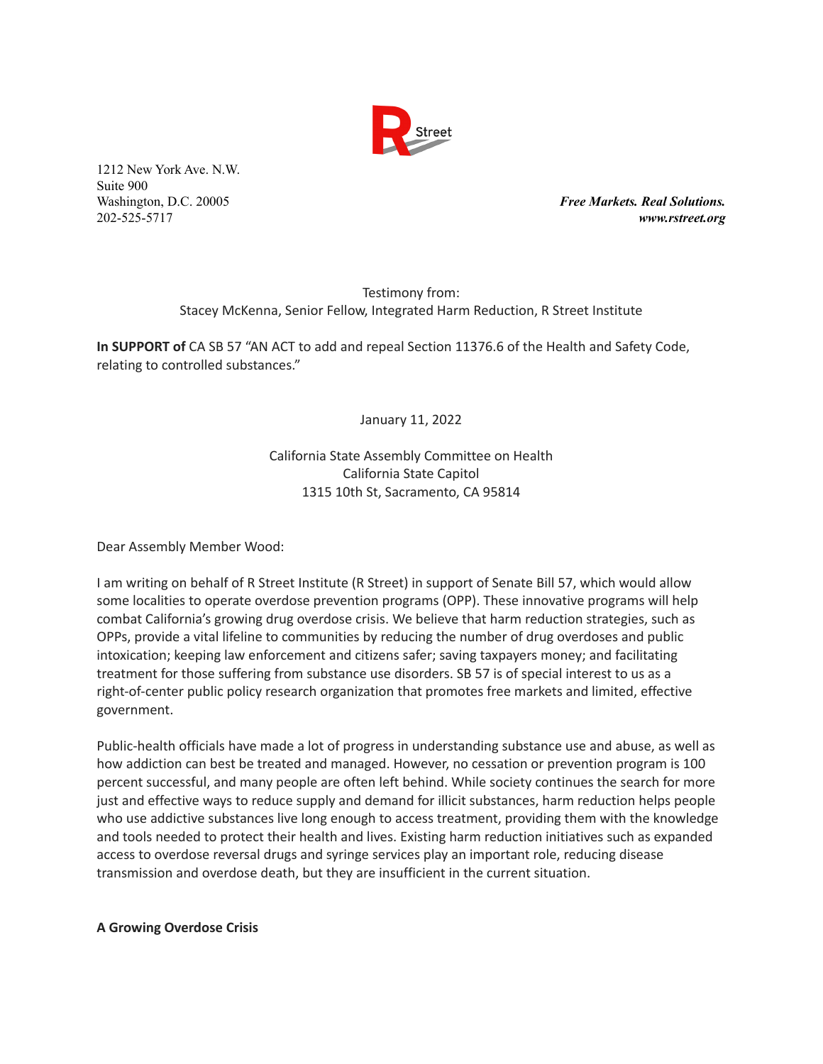1212 New York Ave. N.W.
Suite 900
Washington, D.C. 20005
202-525-5717

***Free Markets. Real Solutions.***
***www.rstreet.org***

Testimony from:
Stacey McKenna, Senior Fellow, Integrated Harm Reduction, R Street Institute

**In SUPPORT of** CA SB 57 "AN ACT to add and repeal Section 11376.6 of the Health and Safety Code, relating to controlled substances."

January 11, 2022

California State Assembly Committee on Health
California State Capitol
1315 10th St, Sacramento, CA 95814

Dear Assembly Member Wood:

I am writing on behalf of R Street Institute (R Street) in support of Senate Bill 57, which would allow some localities to operate overdose prevention programs (OPP). These innovative programs will help combat California's growing drug overdose crisis. We believe that harm reduction strategies, such as OPPs, provide a vital lifeline to communities by reducing the number of drug overdoses and public intoxication; keeping law enforcement and citizens safer; saving taxpayers money; and facilitating treatment for those suffering from substance use disorders. SB 57 is of special interest to us as a right-of-center public policy research organization that promotes free markets and limited, effective government.

Public-health officials have made a lot of progress in understanding substance use and abuse, as well as how addiction can best be treated and managed. However, no cessation or prevention program is 100 percent successful, and many people are often left behind. While society continues the search for more just and effective ways to reduce supply and demand for illicit substances, harm reduction helps people who use addictive substances live long enough to access treatment, providing them with the knowledge and tools needed to protect their health and lives. Existing harm reduction initiatives such as expanded access to overdose reversal drugs and syringe services play an important role, reducing disease transmission and overdose death, but they are insufficient in the current situation.

**A Growing Overdose Crisis**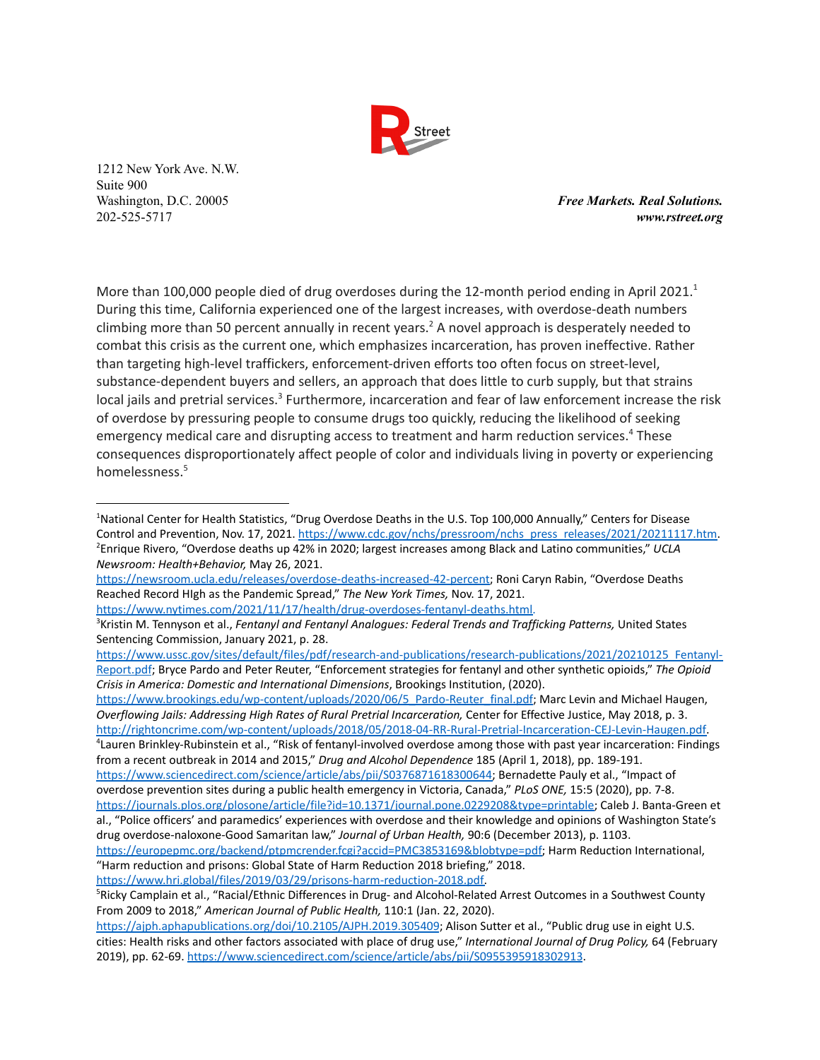1212 New York Ave. N.W.
Suite 900
Washington, D.C. 20005
202-525-5717

***Free Markets. Real Solutions.***
***www.rstreet.org***

More than 100,000 people died of drug overdoses during the 12-month period ending in April 2021.[1] During this time, California experienced one of the largest increases, with overdose-death numbers climbing more than 50 percent annually in recent years.[2] A novel approach is desperately needed to combat this crisis as the current one, which emphasizes incarceration, has proven ineffective. Rather than targeting high-level traffickers, enforcement-driven efforts too often focus on street-level, substance-dependent buyers and sellers, an approach that does little to curb supply, but that strains local jails and pretrial services.[3] Furthermore, incarceration and fear of law enforcement increase the risk of overdose by pressuring people to consume drugs too quickly, reducing the likelihood of seeking emergency medical care and disrupting access to treatment and harm reduction services.[4] These consequences disproportionately affect people of color and individuals living in poverty or experiencing homelessness.[5]

---

[1]National Center for Health Statistics, "Drug Overdose Deaths in the U.S. Top 100,000 Annually," Centers for Disease Control and Prevention, Nov. 17, 2021. https://www.cdc.gov/nchs/pressroom/nchs_press_releases/2021/20211117.htm.

[2]Enrique Rivero, "Overdose deaths up 42% in 2020; largest increases among Black and Latino communities," *UCLA Newsroom: Health+Behavior,* May 26, 2021. https://newsroom.ucla.edu/releases/overdose-deaths-increased-42-percent; Roni Caryn Rabin, "Overdose Deaths Reached Record HIgh as the Pandemic Spread," *The New York Times,* Nov. 17, 2021. https://www.nytimes.com/2021/11/17/health/drug-overdoses-fentanyl-deaths.html.

[3]Kristin M. Tennyson et al., *Fentanyl and Fentanyl Analogues: Federal Trends and Trafficking Patterns,* United States Sentencing Commission, January 2021, p. 28. https://www.ussc.gov/sites/default/files/pdf/research-and-publications/research-publications/2021/20210125_Fentanyl-Report.pdf; Bryce Pardo and Peter Reuter, "Enforcement strategies for fentanyl and other synthetic opioids," *The Opioid Crisis in America: Domestic and International Dimensions*, Brookings Institution, (2020). https://www.brookings.edu/wp-content/uploads/2020/06/5_Pardo-Reuter_final.pdf; Marc Levin and Michael Haugen, *Overflowing Jails: Addressing High Rates of Rural Pretrial Incarceration,* Center for Effective Justice, May 2018, p. 3. http://rightoncrime.com/wp-content/uploads/2018/05/2018-04-RR-Rural-Pretrial-Incarceration-CEJ-Levin-Haugen.pdf.

[4]Lauren Brinkley-Rubinstein et al., "Risk of fentanyl-involved overdose among those with past year incarceration: Findings from a recent outbreak in 2014 and 2015," *Drug and Alcohol Dependence* 185 (April 1, 2018), pp. 189-191. https://www.sciencedirect.com/science/article/abs/pii/S0376871618300644; Bernadette Pauly et al., "Impact of overdose prevention sites during a public health emergency in Victoria, Canada," *PLoS ONE,* 15:5 (2020), pp. 7-8. https://journals.plos.org/plosone/article/file?id=10.1371/journal.pone.0229208&type=printable; Caleb J. Banta-Green et al., "Police officers' and paramedics' experiences with overdose and their knowledge and opinions of Washington State's drug overdose-naloxone-Good Samaritan law," *Journal of Urban Health,* 90:6 (December 2013), p. 1103. https://europepmc.org/backend/ptpmcrender.fcgi?accid=PMC3853169&blobtype=pdf; Harm Reduction International, "Harm reduction and prisons: Global State of Harm Reduction 2018 briefing," 2018. https://www.hri.global/files/2019/03/29/prisons-harm-reduction-2018.pdf.

[5]Ricky Camplain et al., "Racial/Ethnic Differences in Drug- and Alcohol-Related Arrest Outcomes in a Southwest County From 2009 to 2018," *American Journal of Public Health,* 110:1 (Jan. 22, 2020). https://ajph.aphapublications.org/doi/10.2105/AJPH.2019.305409; Alison Sutter et al., "Public drug use in eight U.S. cities: Health risks and other factors associated with place of drug use," *International Journal of Drug Policy,* 64 (February 2019), pp. 62-69. https://www.sciencedirect.com/science/article/abs/pii/S0955395918302913.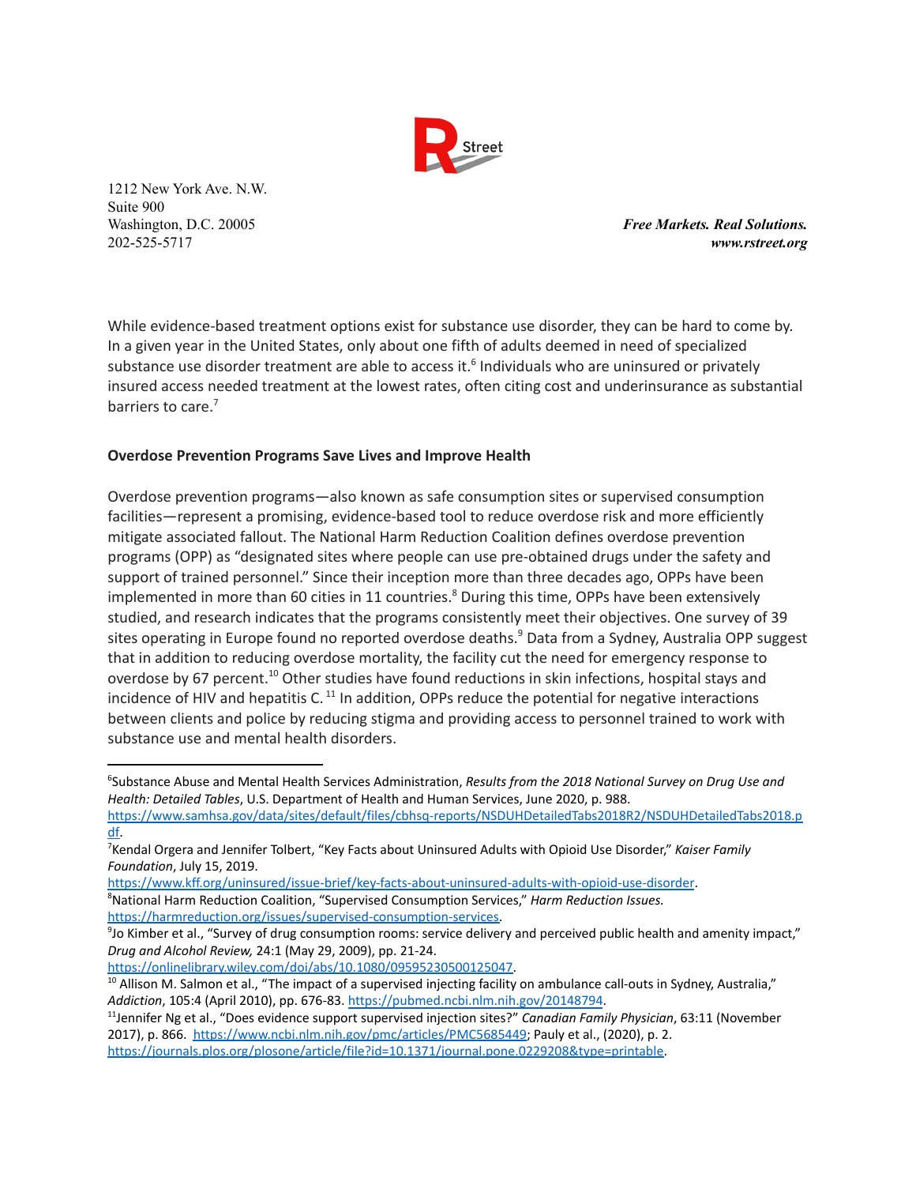While evidence-based treatment options exist for substance use disorder, they can be hard to come by. In a given year in the United States, only about one fifth of adults deemed in need of specialized substance use disorder treatment are able to access it.[6] Individuals who are uninsured or privately insured access needed treatment at the lowest rates, often citing cost and underinsurance as substantial barriers to care.[7]

**Overdose Prevention Programs Save Lives and Improve Health**

Overdose prevention programs—also known as safe consumption sites or supervised consumption facilities—represent a promising, evidence-based tool to reduce overdose risk and more efficiently mitigate associated fallout. The National Harm Reduction Coalition defines overdose prevention programs (OPP) as "designated sites where people can use pre-obtained drugs under the safety and support of trained personnel." Since their inception more than three decades ago, OPPs have been implemented in more than 60 cities in 11 countries.[8] During this time, OPPs have been extensively studied, and research indicates that the programs consistently meet their objectives. One survey of 39 sites operating in Europe found no reported overdose deaths.[9] Data from a Sydney, Australia OPP suggest that in addition to reducing overdose mortality, the facility cut the need for emergency response to overdose by 67 percent.[10] Other studies have found reductions in skin infections, hospital stays and incidence of HIV and hepatitis C.[11] In addition, OPPs reduce the potential for negative interactions between clients and police by reducing stigma and providing access to personnel trained to work with substance use and mental health disorders.

---

[6] Substance Abuse and Mental Health Services Administration, *Results from the 2018 National Survey on Drug Use and Health: Detailed Tables*, U.S. Department of Health and Human Services, June 2020, p. 988. https://www.samhsa.gov/data/sites/default/files/cbhsq-reports/NSDUHDetailedTabs2018R2/NSDUHDetailedTabs2018.pdf.

[7] Kendal Orgera and Jennifer Tolbert, "Key Facts about Uninsured Adults with Opioid Use Disorder," *Kaiser Family Foundation*, July 15, 2019. https://www.kff.org/uninsured/issue-brief/key-facts-about-uninsured-adults-with-opioid-use-disorder.

[8] National Harm Reduction Coalition, "Supervised Consumption Services," *Harm Reduction Issues.* https://harmreduction.org/issues/supervised-consumption-services.

[9] Jo Kimber et al., "Survey of drug consumption rooms: service delivery and perceived public health and amenity impact," *Drug and Alcohol Review,* 24:1 (May 29, 2009), pp. 21-24. https://onlinelibrary.wiley.com/doi/abs/10.1080/09595230500125047.

[10] Allison M. Salmon et al., "The impact of a supervised injecting facility on ambulance call-outs in Sydney, Australia," *Addiction*, 105:4 (April 2010), pp. 676-83. https://pubmed.ncbi.nlm.nih.gov/20148794.

[11] Jennifer Ng et al., "Does evidence support supervised injection sites?" *Canadian Family Physician*, 63:11 (November 2017), p. 866. https://www.ncbi.nlm.nih.gov/pmc/articles/PMC5685449; Pauly et al., (2020), p. 2. https://journals.plos.org/plosone/article/file?id=10.1371/journal.pone.0229208&type=printable.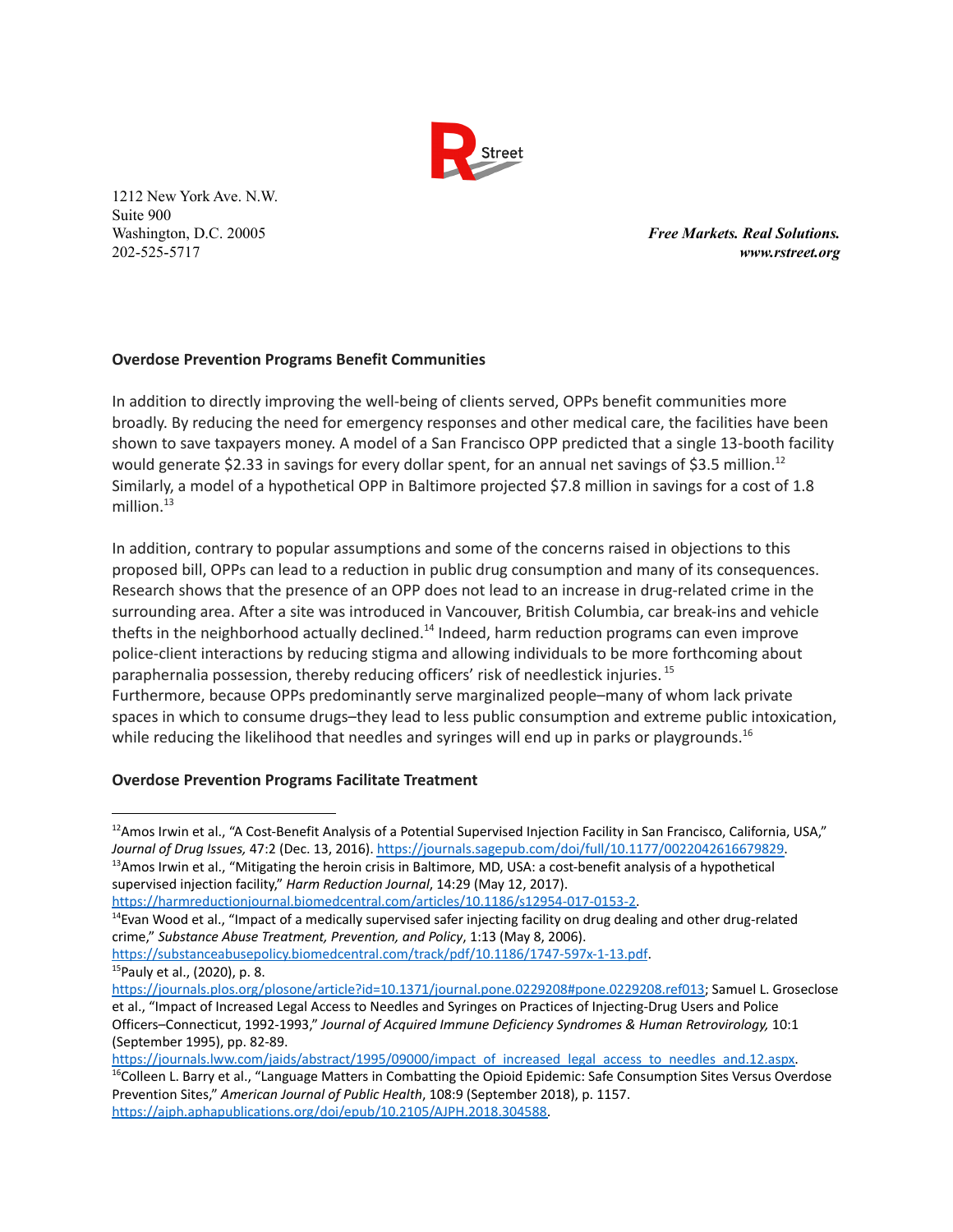1212 New York Ave. N.W.
Suite 900
Washington, D.C. 20005
202-525-5717

***Free Markets. Real Solutions.***
***www.rstreet.org***

**Overdose Prevention Programs Benefit Communities**

In addition to directly improving the well-being of clients served, OPPs benefit communities more broadly. By reducing the need for emergency responses and other medical care, the facilities have been shown to save taxpayers money. A model of a San Francisco OPP predicted that a single 13-booth facility would generate $2.33 in savings for every dollar spent, for an annual net savings of $3.5 million.[12] Similarly, a model of a hypothetical OPP in Baltimore projected $7.8 million in savings for a cost of 1.8 million.[13]

In addition, contrary to popular assumptions and some of the concerns raised in objections to this proposed bill, OPPs can lead to a reduction in public drug consumption and many of its consequences. Research shows that the presence of an OPP does not lead to an increase in drug-related crime in the surrounding area. After a site was introduced in Vancouver, British Columbia, car break-ins and vehicle thefts in the neighborhood actually declined.[14] Indeed, harm reduction programs can even improve police-client interactions by reducing stigma and allowing individuals to be more forthcoming about paraphernalia possession, thereby reducing officers' risk of needlestick injuries.[15]
Furthermore, because OPPs predominantly serve marginalized people–many of whom lack private spaces in which to consume drugs–they lead to less public consumption and extreme public intoxication, while reducing the likelihood that needles and syringes will end up in parks or playgrounds.[16]

**Overdose Prevention Programs Facilitate Treatment**

---

[12] Amos Irwin et al., "A Cost-Benefit Analysis of a Potential Supervised Injection Facility in San Francisco, California, USA," *Journal of Drug Issues,* 47:2 (Dec. 13, 2016). https://journals.sagepub.com/doi/full/10.1177/0022042616679829.

[13] Amos Irwin et al., "Mitigating the heroin crisis in Baltimore, MD, USA: a cost-benefit analysis of a hypothetical supervised injection facility," *Harm Reduction Journal*, 14:29 (May 12, 2017). https://harmreductionjournal.biomedcentral.com/articles/10.1186/s12954-017-0153-2.

[14] Evan Wood et al., "Impact of a medically supervised safer injecting facility on drug dealing and other drug-related crime," *Substance Abuse Treatment, Prevention, and Policy*, 1:13 (May 8, 2006). https://substanceabusepolicy.biomedcentral.com/track/pdf/10.1186/1747-597x-1-13.pdf.

[15] Pauly et al., (2020), p. 8. https://journals.plos.org/plosone/article?id=10.1371/journal.pone.0229208#pone.0229208.ref013; Samuel L. Groseclose et al., "Impact of Increased Legal Access to Needles and Syringes on Practices of Injecting-Drug Users and Police Officers–Connecticut, 1992-1993," *Journal of Acquired Immune Deficiency Syndromes & Human Retrovirology,* 10:1 (September 1995), pp. 82-89. https://journals.lww.com/jaids/abstract/1995/09000/impact_of_increased_legal_access_to_needles_and.12.aspx.

[16] Colleen L. Barry et al., "Language Matters in Combatting the Opioid Epidemic: Safe Consumption Sites Versus Overdose Prevention Sites," *American Journal of Public Health*, 108:9 (September 2018), p. 1157. https://ajph.aphapublications.org/doi/epub/10.2105/AJPH.2018.304588.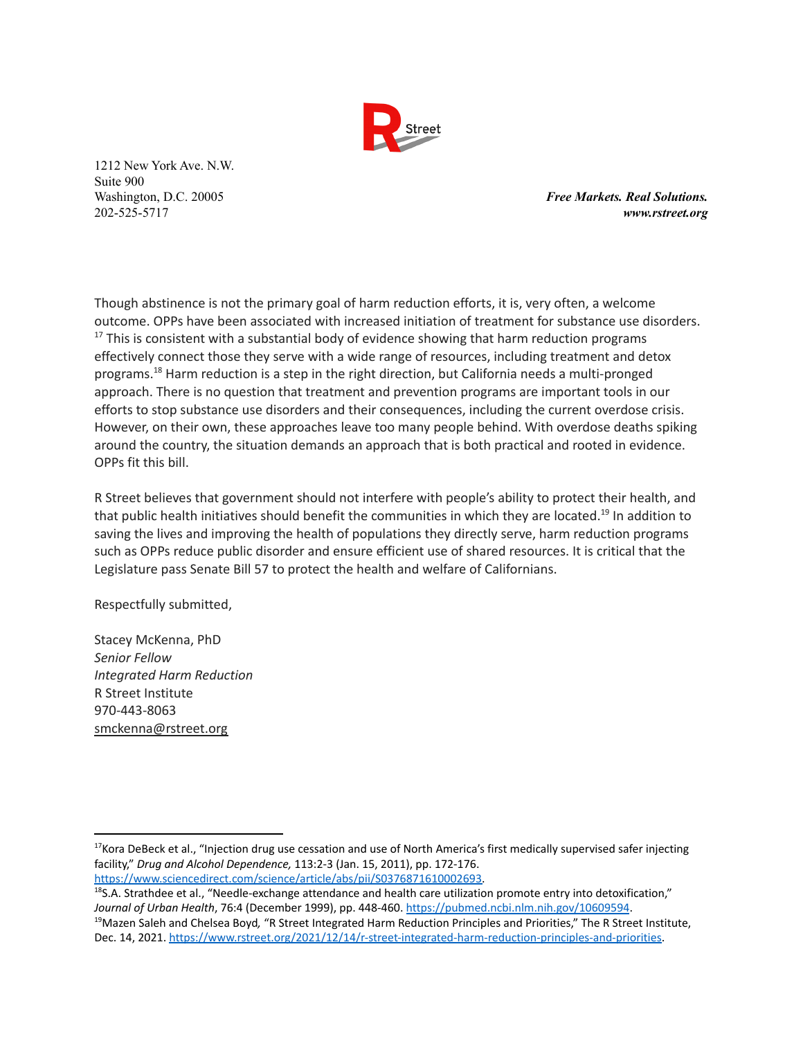1212 New York Ave. N.W.
Suite 900
Washington, D.C. 20005
202-525-5717

***Free Markets. Real Solutions.***
***www.rstreet.org***

Though abstinence is not the primary goal of harm reduction efforts, it is, very often, a welcome outcome. OPPs have been associated with increased initiation of treatment for substance use disorders.[17] This is consistent with a substantial body of evidence showing that harm reduction programs effectively connect those they serve with a wide range of resources, including treatment and detox programs.[18] Harm reduction is a step in the right direction, but California needs a multi-pronged approach. There is no question that treatment and prevention programs are important tools in our efforts to stop substance use disorders and their consequences, including the current overdose crisis. However, on their own, these approaches leave too many people behind. With overdose deaths spiking around the country, the situation demands an approach that is both practical and rooted in evidence. OPPs fit this bill.

R Street believes that government should not interfere with people's ability to protect their health, and that public health initiatives should benefit the communities in which they are located.[19] In addition to saving the lives and improving the health of populations they directly serve, harm reduction programs such as OPPs reduce public disorder and ensure efficient use of shared resources. It is critical that the Legislature pass Senate Bill 57 to protect the health and welfare of Californians.

Respectfully submitted,

Stacey McKenna, PhD
*Senior Fellow*
*Integrated Harm Reduction*
R Street Institute
970-443-8063
smckenna@rstreet.org

---

[17] Kora DeBeck et al., "Injection drug use cessation and use of North America's first medically supervised safer injecting facility," *Drug and Alcohol Dependence,* 113:2-3 (Jan. 15, 2011), pp. 172-176. https://www.sciencedirect.com/science/article/abs/pii/S0376871610002693.

[18] S.A. Strathdee et al., "Needle-exchange attendance and health care utilization promote entry into detoxification," *Journal of Urban Health*, 76:4 (December 1999), pp. 448-460. https://pubmed.ncbi.nlm.nih.gov/10609594.

[19] Mazen Saleh and Chelsea Boyd*,* "R Street Integrated Harm Reduction Principles and Priorities," The R Street Institute, Dec. 14, 2021. https://www.rstreet.org/2021/12/14/r-street-integrated-harm-reduction-principles-and-priorities.